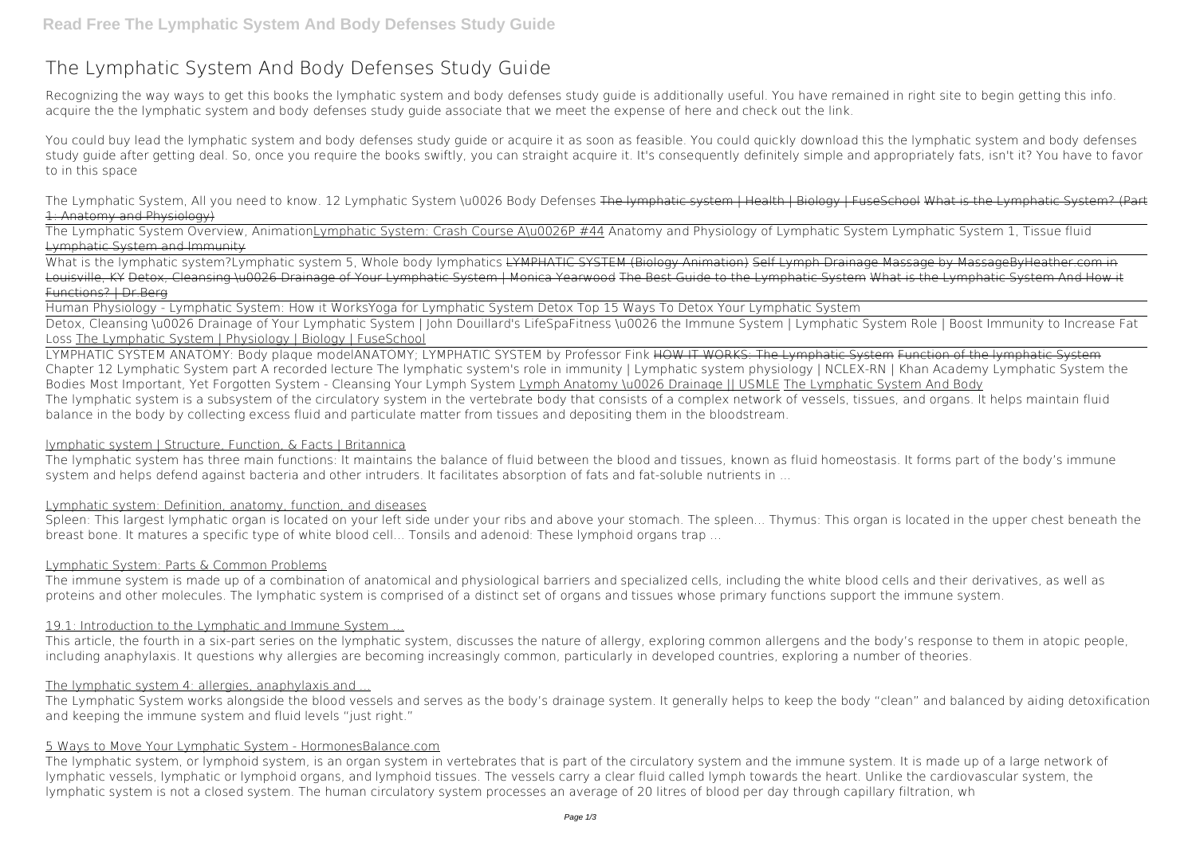# The Lymphatic System And Body Defenses Study Guide

Recognizing the way ways to get this books the lymphatic system and body defenses study guide is additionally useful. You have remained in right site to begin getting this info. acquire the the lymphatic system and body defenses study guide associate that we meet the expense of here and check out the link.

You could buy lead the lymphatic system and body defenses study guide or acquire it as soon as feasible. You could quickly download this the lymphatic system and body defenses study guide after getting deal. So, once you require the books swiftly, you can straight acquire it. It's consequently definitely simple and appropriately fats, isn't it? You have to favor to in this space

The Lymphatic System, All you need to know. 12 Lymphatic System \u0026 Body Defenses ~~The lymphatic system | Health | Biology | FuseSchool~~ ~~What is the Lymphatic System? (Part 1: Anatomy and Physiology)~~

The Lymphatic System Overview, Animation Lymphatic System: Crash Course A\u0026P #44 Anatomy and Physiology of Lymphatic System Lymphatic System 1, Tissue fluid Lymphatic System and Immunity

What is the lymphatic system? Lymphatic system 5, Whole body lymphatics ~~LYMPHATIC SYSTEM (Biology Animation)~~ ~~Self Lymph Drainage Massage by MassageByHeather.com in Louisville, KY~~ ~~Detox, Cleansing \u0026 Drainage of Your Lymphatic System | Monica Yearwood~~ ~~The Best Guide to the Lymphatic System~~ ~~What is the Lymphatic System And How it Functions? | Dr.Berg~~

Human Physiology - Lymphatic System: How it Works Yoga for Lymphatic System Detox Top 15 Ways To Detox Your Lymphatic System

Detox, Cleansing \u0026 Drainage of Your Lymphatic System | John Douillard's LifeSpa Fitness \u0026 the Immune System | Lymphatic System Role | Boost Immunity to Increase Fat Loss The Lymphatic System | Physiology | Biology | FuseSchool

LYMPHATIC SYSTEM ANATOMY: Body plaque model ANATOMY; LYMPHATIC SYSTEM by Professor Fink ~~HOW IT WORKS: The Lymphatic System~~ ~~Function of the lymphatic System~~ Chapter 12 Lymphatic System part A recorded lecture The lymphatic system's role in immunity | Lymphatic system physiology | NCLEX-RN | Khan Academy Lymphatic System the Bodies Most Important, Yet Forgotten System - Cleansing Your Lymph System Lymph Anatomy \u0026 Drainage || USMLE The Lymphatic System And Body

The lymphatic system is a subsystem of the circulatory system in the vertebrate body that consists of a complex network of vessels, tissues, and organs. It helps maintain fluid balance in the body by collecting excess fluid and particulate matter from tissues and depositing them in the bloodstream.

## lymphatic system | Structure, Function, & Facts | Britannica

The lymphatic system has three main functions: It maintains the balance of fluid between the blood and tissues, known as fluid homeostasis. It forms part of the body's immune system and helps defend against bacteria and other intruders. It facilitates absorption of fats and fat-soluble nutrients in ...

## Lymphatic system: Definition, anatomy, function, and diseases

Spleen: This largest lymphatic organ is located on your left side under your ribs and above your stomach. The spleen... Thymus: This organ is located in the upper chest beneath the breast bone. It matures a specific type of white blood cell... Tonsils and adenoid: These lymphoid organs trap ...

## Lymphatic System: Parts & Common Problems

The immune system is made up of a combination of anatomical and physiological barriers and specialized cells, including the white blood cells and their derivatives, as well as proteins and other molecules. The lymphatic system is comprised of a distinct set of organs and tissues whose primary functions support the immune system.

## 19.1: Introduction to the Lymphatic and Immune System ...

This article, the fourth in a six-part series on the lymphatic system, discusses the nature of allergy, exploring common allergens and the body's response to them in atopic people, including anaphylaxis. It questions why allergies are becoming increasingly common, particularly in developed countries, exploring a number of theories.

## The lymphatic system 4: allergies, anaphylaxis and ...

The Lymphatic System works alongside the blood vessels and serves as the body's drainage system. It generally helps to keep the body "clean" and balanced by aiding detoxification and keeping the immune system and fluid levels "just right."

## 5 Ways to Move Your Lymphatic System - HormonesBalance.com

The lymphatic system, or lymphoid system, is an organ system in vertebrates that is part of the circulatory system and the immune system. It is made up of a large network of lymphatic vessels, lymphatic or lymphoid organs, and lymphoid tissues. The vessels carry a clear fluid called lymph towards the heart. Unlike the cardiovascular system, the lymphatic system is not a closed system. The human circulatory system processes an average of 20 litres of blood per day through capillary filtration, wh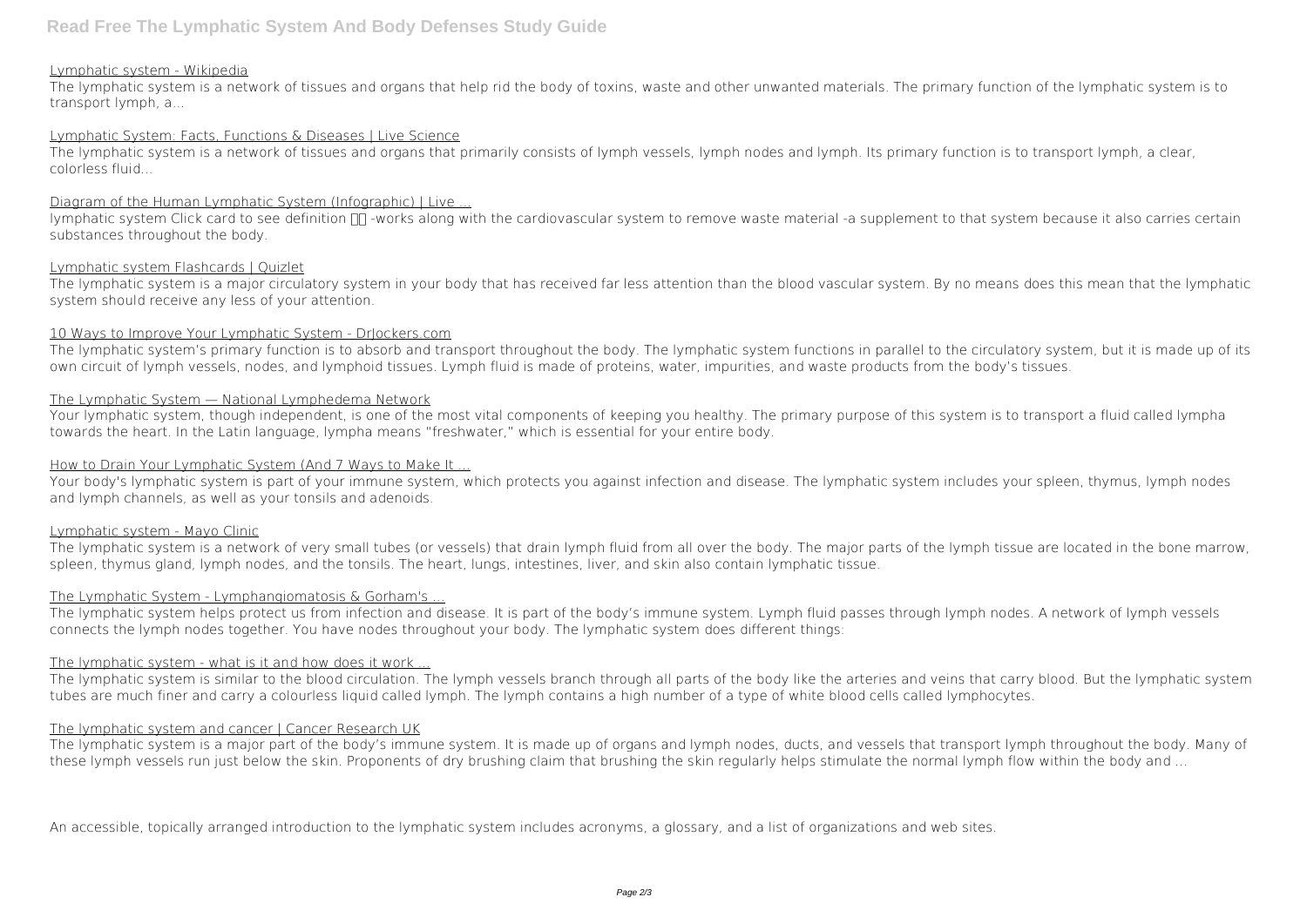Lymphatic system - Wikipedia

The lymphatic system is a network of tissues and organs that help rid the body of toxins, waste and other unwanted materials. The primary function of the lymphatic system is to transport lymph, a...

Lymphatic System: Facts, Functions & Diseases | Live Science

The lymphatic system is a network of tissues and organs that primarily consists of lymph vessels, lymph nodes and lymph. Its primary function is to transport lymph, a clear, colorless fluid...

Diagram of the Human Lymphatic System (Infographic) | Live ...

lymphatic system Click card to see definition 👆 -works along with the cardiovascular system to remove waste material -a supplement to that system because it also carries certain substances throughout the body.

Lymphatic system Flashcards | Quizlet

The lymphatic system is a major circulatory system in your body that has received far less attention than the blood vascular system. By no means does this mean that the lymphatic system should receive any less of your attention.

10 Ways to Improve Your Lymphatic System - DrJockers.com

The lymphatic system's primary function is to absorb and transport throughout the body. The lymphatic system functions in parallel to the circulatory system, but it is made up of its own circuit of lymph vessels, nodes, and lymphoid tissues. Lymph fluid is made of proteins, water, impurities, and waste products from the body's tissues.

The Lymphatic System — National Lymphedema Network

Your lymphatic system, though independent, is one of the most vital components of keeping you healthy. The primary purpose of this system is to transport a fluid called lympha towards the heart. In the Latin language, lympha means "freshwater," which is essential for your entire body.

How to Drain Your Lymphatic System (And 7 Ways to Make It ...

Your body's lymphatic system is part of your immune system, which protects you against infection and disease. The lymphatic system includes your spleen, thymus, lymph nodes and lymph channels, as well as your tonsils and adenoids.

Lymphatic system - Mayo Clinic

The lymphatic system is a network of very small tubes (or vessels) that drain lymph fluid from all over the body. The major parts of the lymph tissue are located in the bone marrow, spleen, thymus gland, lymph nodes, and the tonsils. The heart, lungs, intestines, liver, and skin also contain lymphatic tissue.

The Lymphatic System - Lymphangiomatosis & Gorham's ...

The lymphatic system helps protect us from infection and disease. It is part of the body's immune system. Lymph fluid passes through lymph nodes. A network of lymph vessels connects the lymph nodes together. You have nodes throughout your body. The lymphatic system does different things:

The lymphatic system - what is it and how does it work ...

The lymphatic system is similar to the blood circulation. The lymph vessels branch through all parts of the body like the arteries and veins that carry blood. But the lymphatic system tubes are much finer and carry a colourless liquid called lymph. The lymph contains a high number of a type of white blood cells called lymphocytes.

The lymphatic system and cancer | Cancer Research UK

The lymphatic system is a major part of the body's immune system. It is made up of organs and lymph nodes, ducts, and vessels that transport lymph throughout the body. Many of these lymph vessels run just below the skin. Proponents of dry brushing claim that brushing the skin regularly helps stimulate the normal lymph flow within the body and ...

An accessible, topically arranged introduction to the lymphatic system includes acronyms, a glossary, and a list of organizations and web sites.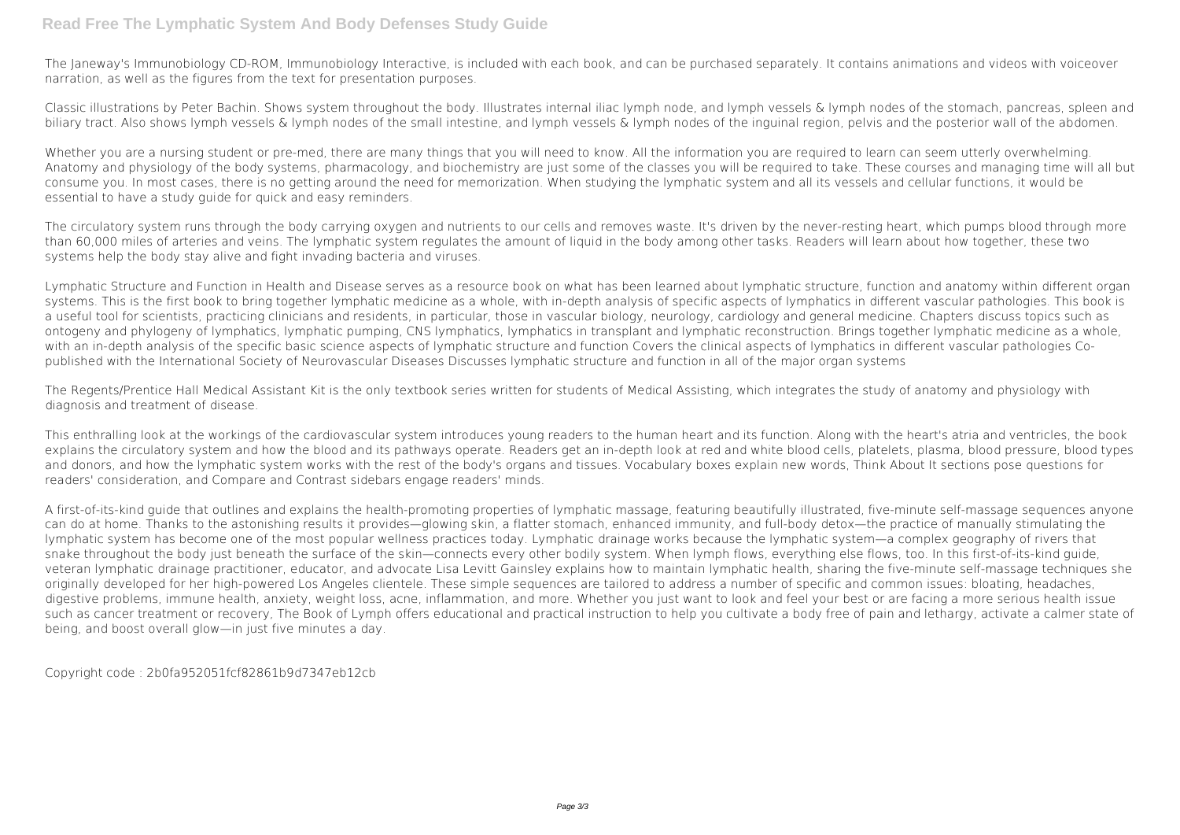The Janeway's Immunobiology CD-ROM, Immunobiology Interactive, is included with each book, and can be purchased separately. It contains animations and videos with voiceover narration, as well as the figures from the text for presentation purposes.

Classic illustrations by Peter Bachin. Shows system throughout the body. Illustrates internal iliac lymph node, and lymph vessels & lymph nodes of the stomach, pancreas, spleen and biliary tract. Also shows lymph vessels & lymph nodes of the small intestine, and lymph vessels & lymph nodes of the inguinal region, pelvis and the posterior wall of the abdomen.

Whether you are a nursing student or pre-med, there are many things that you will need to know. All the information you are required to learn can seem utterly overwhelming. Anatomy and physiology of the body systems, pharmacology, and biochemistry are just some of the classes you will be required to take. These courses and managing time will all but consume you. In most cases, there is no getting around the need for memorization. When studying the lymphatic system and all its vessels and cellular functions, it would be essential to have a study guide for quick and easy reminders.

The circulatory system runs through the body carrying oxygen and nutrients to our cells and removes waste. It's driven by the never-resting heart, which pumps blood through more than 60,000 miles of arteries and veins. The lymphatic system regulates the amount of liquid in the body among other tasks. Readers will learn about how together, these two systems help the body stay alive and fight invading bacteria and viruses.

Lymphatic Structure and Function in Health and Disease serves as a resource book on what has been learned about lymphatic structure, function and anatomy within different organ systems. This is the first book to bring together lymphatic medicine as a whole, with in-depth analysis of specific aspects of lymphatics in different vascular pathologies. This book is a useful tool for scientists, practicing clinicians and residents, in particular, those in vascular biology, neurology, cardiology and general medicine. Chapters discuss topics such as ontogeny and phylogeny of lymphatics, lymphatic pumping, CNS lymphatics, lymphatics in transplant and lymphatic reconstruction. Brings together lymphatic medicine as a whole, with an in-depth analysis of the specific basic science aspects of lymphatic structure and function Covers the clinical aspects of lymphatics in different vascular pathologies Co-published with the International Society of Neurovascular Diseases Discusses lymphatic structure and function in all of the major organ systems

The Regents/Prentice Hall Medical Assistant Kit is the only textbook series written for students of Medical Assisting, which integrates the study of anatomy and physiology with diagnosis and treatment of disease.

This enthralling look at the workings of the cardiovascular system introduces young readers to the human heart and its function. Along with the heart's atria and ventricles, the book explains the circulatory system and how the blood and its pathways operate. Readers get an in-depth look at red and white blood cells, platelets, plasma, blood pressure, blood types and donors, and how the lymphatic system works with the rest of the body's organs and tissues. Vocabulary boxes explain new words, Think About It sections pose questions for readers' consideration, and Compare and Contrast sidebars engage readers' minds.

A first-of-its-kind guide that outlines and explains the health-promoting properties of lymphatic massage, featuring beautifully illustrated, five-minute self-massage sequences anyone can do at home. Thanks to the astonishing results it provides—glowing skin, a flatter stomach, enhanced immunity, and full-body detox—the practice of manually stimulating the lymphatic system has become one of the most popular wellness practices today. Lymphatic drainage works because the lymphatic system—a complex geography of rivers that snake throughout the body just beneath the surface of the skin—connects every other bodily system. When lymph flows, everything else flows, too. In this first-of-its-kind guide, veteran lymphatic drainage practitioner, educator, and advocate Lisa Levitt Gainsley explains how to maintain lymphatic health, sharing the five-minute self-massage techniques she originally developed for her high-powered Los Angeles clientele. These simple sequences are tailored to address a number of specific and common issues: bloating, headaches, digestive problems, immune health, anxiety, weight loss, acne, inflammation, and more. Whether you just want to look and feel your best or are facing a more serious health issue such as cancer treatment or recovery, The Book of Lymph offers educational and practical instruction to help you cultivate a body free of pain and lethargy, activate a calmer state of being, and boost overall glow—in just five minutes a day.

Copyright code : 2b0fa952051fcf82861b9d7347eb12cb